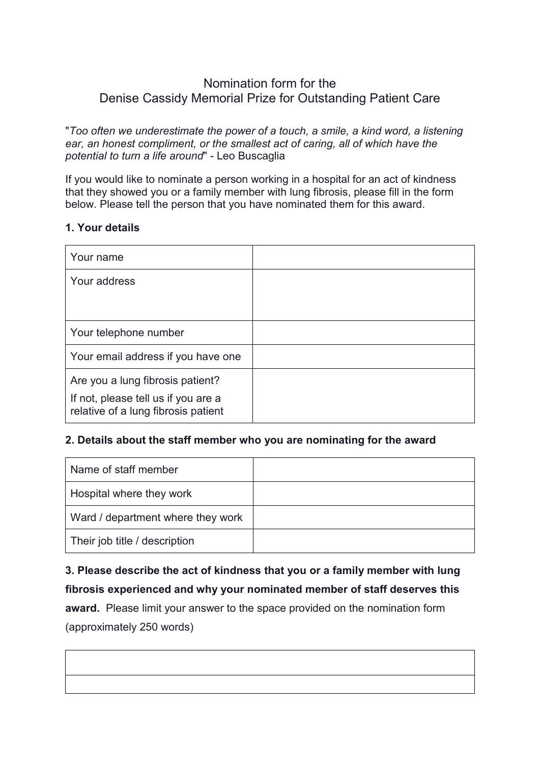# Nomination form for the Denise Cassidy Memorial Prize for Outstanding Patient Care

"*Too often we underestimate the power of a touch, a smile, a kind word, a listening ear, an honest compliment, or the smallest act of caring, all of which have the potential to turn a life around*" - Leo Buscaglia

If you would like to nominate a person working in a hospital for an act of kindness that they showed you or a family member with lung fibrosis, please fill in the form below. Please tell the person that you have nominated them for this award.

**1. Your details**

| | |
|---|---|
| Your name | |
| Your address | |
| Your telephone number | |
| Your email address if you have one | |
| Are you a lung fibrosis patient?<br>If not, please tell us if you are a relative of a lung fibrosis patient | |

**2. Details about the staff member who you are nominating for the award**

| | |
|---|---|
| Name of staff member | |
| Hospital where they work | |
| Ward / department where they work | |
| Their job title / description | |

**3. Please describe the act of kindness that you or a family member with lung fibrosis experienced and why your nominated member of staff deserves this award.** Please limit your answer to the space provided on the nomination form (approximately 250 words)

| |
|---|
| |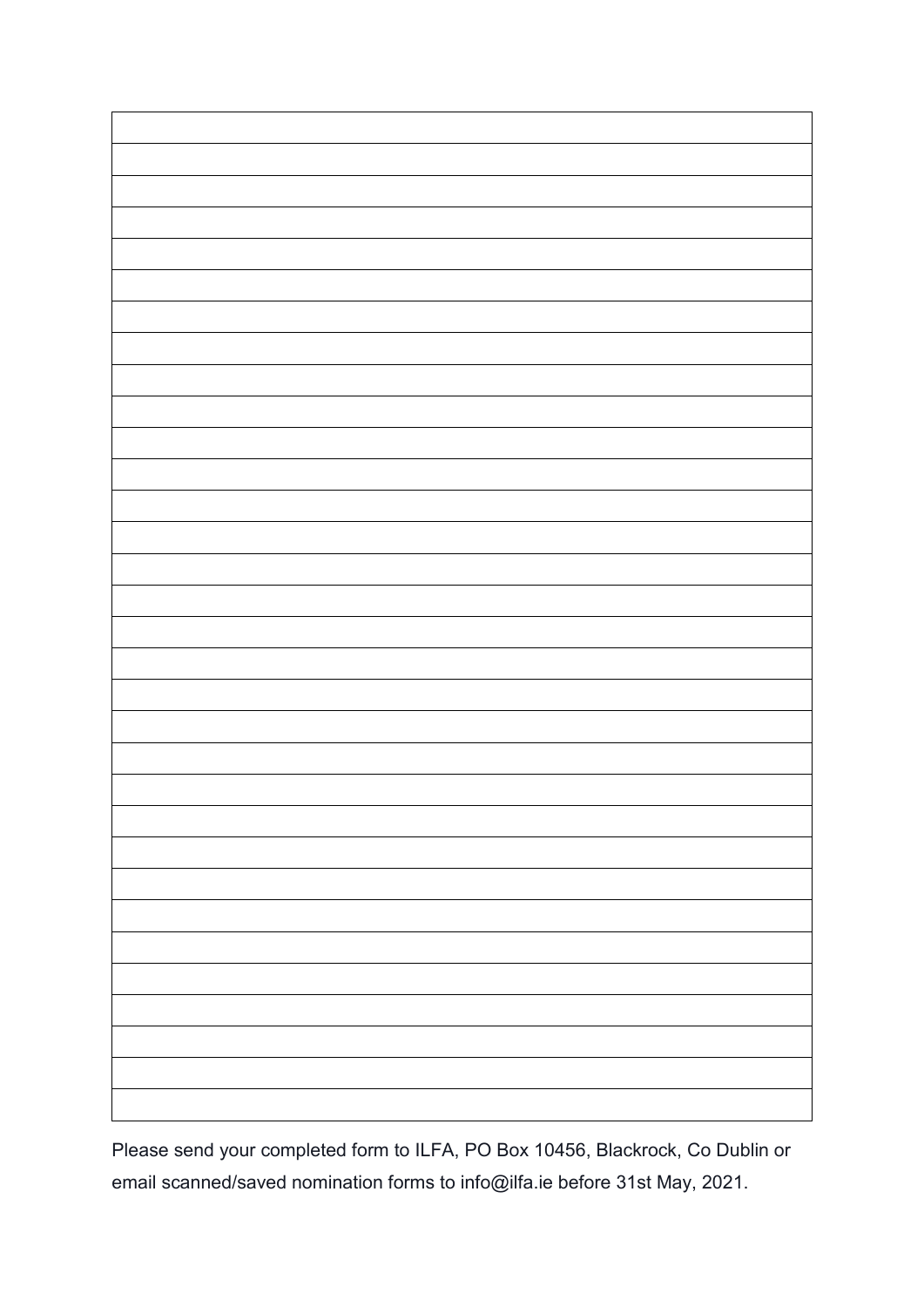Please send your completed form to ILFA, PO Box 10456, Blackrock, Co Dublin or email scanned/saved nomination forms to info@ilfa.ie before 31st May, 2021.